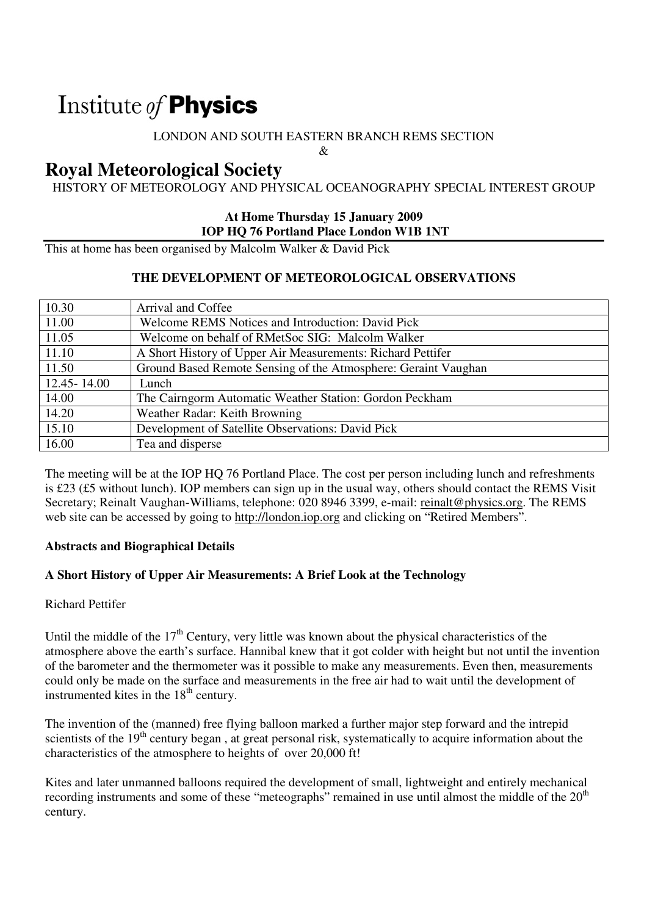# Institute *of* **Physics**

LONDON AND SOUTH EASTERN BRANCH REMS SECTION

&

# Royal Meteorological Society

HISTORY OF METEOROLOGY AND PHYSICAL OCEANOGRAPHY SPECIAL INTEREST GROUP

**At Home Thursday 15 January 2009**
**IOP HQ 76 Portland Place London W1B 1NT**

This at home has been organised by Malcolm Walker & David Pick

## THE DEVELOPMENT OF METEOROLOGICAL OBSERVATIONS

| | |
|---|---|
| 10.30 | Arrival and Coffee |
| 11.00 | Welcome REMS Notices and Introduction: David Pick |
| 11.05 | Welcome on behalf of RMetSoc SIG: Malcolm Walker |
| 11.10 | A Short History of Upper Air Measurements: Richard Pettifer |
| 11.50 | Ground Based Remote Sensing of the Atmosphere: Geraint Vaughan |
| 12.45- 14.00 | Lunch |
| 14.00 | The Cairngorm Automatic Weather Station: Gordon Peckham |
| 14.20 | Weather Radar: Keith Browning |
| 15.10 | Development of Satellite Observations: David Pick |
| 16.00 | Tea and disperse |

The meeting will be at the IOP HQ 76 Portland Place. The cost per person including lunch and refreshments is £23 (£5 without lunch). IOP members can sign up in the usual way, others should contact the REMS Visit Secretary; Reinalt Vaughan-Williams, telephone: 020 8946 3399, e-mail: reinalt@physics.org. The REMS web site can be accessed by going to http://london.iop.org and clicking on "Retired Members".

### Abstracts and Biographical Details

### A Short History of Upper Air Measurements: A Brief Look at the Technology

Richard Pettifer

Until the middle of the 17th Century, very little was known about the physical characteristics of the atmosphere above the earth's surface. Hannibal knew that it got colder with height but not until the invention of the barometer and the thermometer was it possible to make any measurements. Even then, measurements could only be made on the surface and measurements in the free air had to wait until the development of instrumented kites in the 18th century.

The invention of the (manned) free flying balloon marked a further major step forward and the intrepid scientists of the 19th century began , at great personal risk, systematically to acquire information about the characteristics of the atmosphere to heights of over 20,000 ft!

Kites and later unmanned balloons required the development of small, lightweight and entirely mechanical recording instruments and some of these "meteographs" remained in use until almost the middle of the 20th century.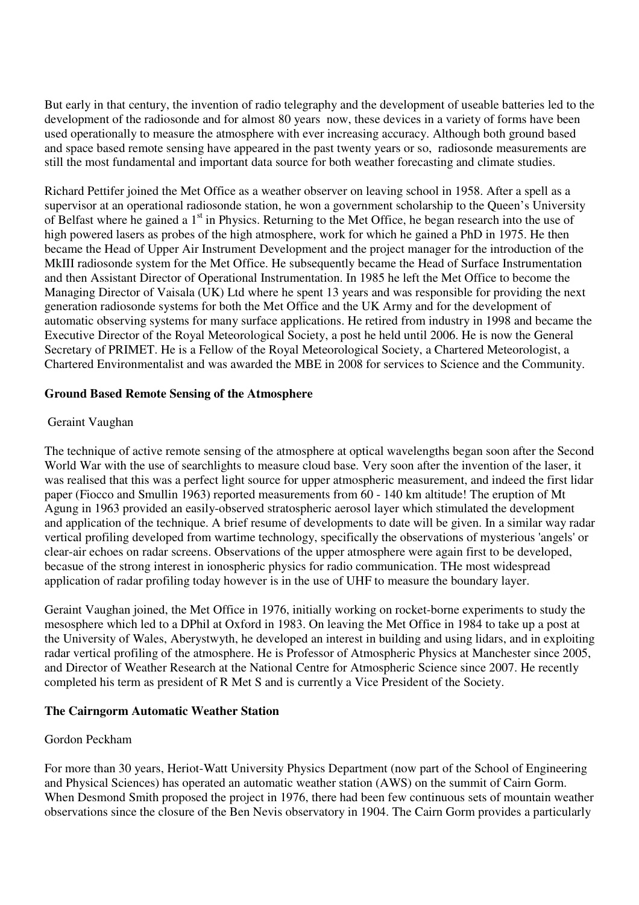But early in that century, the invention of radio telegraphy and the development of useable batteries led to the development of the radiosonde and for almost 80 years now, these devices in a variety of forms have been used operationally to measure the atmosphere with ever increasing accuracy. Although both ground based and space based remote sensing have appeared in the past twenty years or so, radiosonde measurements are still the most fundamental and important data source for both weather forecasting and climate studies.

Richard Pettifer joined the Met Office as a weather observer on leaving school in 1958. After a spell as a supervisor at an operational radiosonde station, he won a government scholarship to the Queen's University of Belfast where he gained a 1st in Physics. Returning to the Met Office, he began research into the use of high powered lasers as probes of the high atmosphere, work for which he gained a PhD in 1975. He then became the Head of Upper Air Instrument Development and the project manager for the introduction of the MkIII radiosonde system for the Met Office. He subsequently became the Head of Surface Instrumentation and then Assistant Director of Operational Instrumentation. In 1985 he left the Met Office to become the Managing Director of Vaisala (UK) Ltd where he spent 13 years and was responsible for providing the next generation radiosonde systems for both the Met Office and the UK Army and for the development of automatic observing systems for many surface applications. He retired from industry in 1998 and became the Executive Director of the Royal Meteorological Society, a post he held until 2006. He is now the General Secretary of PRIMET. He is a Fellow of the Royal Meteorological Society, a Chartered Meteorologist, a Chartered Environmentalist and was awarded the MBE in 2008 for services to Science and the Community.

**Ground Based Remote Sensing of the Atmosphere**

Geraint Vaughan

The technique of active remote sensing of the atmosphere at optical wavelengths began soon after the Second World War with the use of searchlights to measure cloud base. Very soon after the invention of the laser, it was realised that this was a perfect light source for upper atmospheric measurement, and indeed the first lidar paper (Fiocco and Smullin 1963) reported measurements from 60 - 140 km altitude! The eruption of Mt Agung in 1963 provided an easily-observed stratospheric aerosol layer which stimulated the development and application of the technique. A brief resume of developments to date will be given. In a similar way radar vertical profiling developed from wartime technology, specifically the observations of mysterious 'angels' or clear-air echoes on radar screens. Observations of the upper atmosphere were again first to be developed, becasue of the strong interest in ionospheric physics for radio communication. THe most widespread application of radar profiling today however is in the use of UHF to measure the boundary layer.

Geraint Vaughan joined, the Met Office in 1976, initially working on rocket-borne experiments to study the mesosphere which led to a DPhil at Oxford in 1983. On leaving the Met Office in 1984 to take up a post at the University of Wales, Aberystwyth, he developed an interest in building and using lidars, and in exploiting radar vertical profiling of the atmosphere. He is Professor of Atmospheric Physics at Manchester since 2005, and Director of Weather Research at the National Centre for Atmospheric Science since 2007. He recently completed his term as president of R Met S and is currently a Vice President of the Society.

**The Cairngorm Automatic Weather Station**

Gordon Peckham

For more than 30 years, Heriot-Watt University Physics Department (now part of the School of Engineering and Physical Sciences) has operated an automatic weather station (AWS) on the summit of Cairn Gorm. When Desmond Smith proposed the project in 1976, there had been few continuous sets of mountain weather observations since the closure of the Ben Nevis observatory in 1904. The Cairn Gorm provides a particularly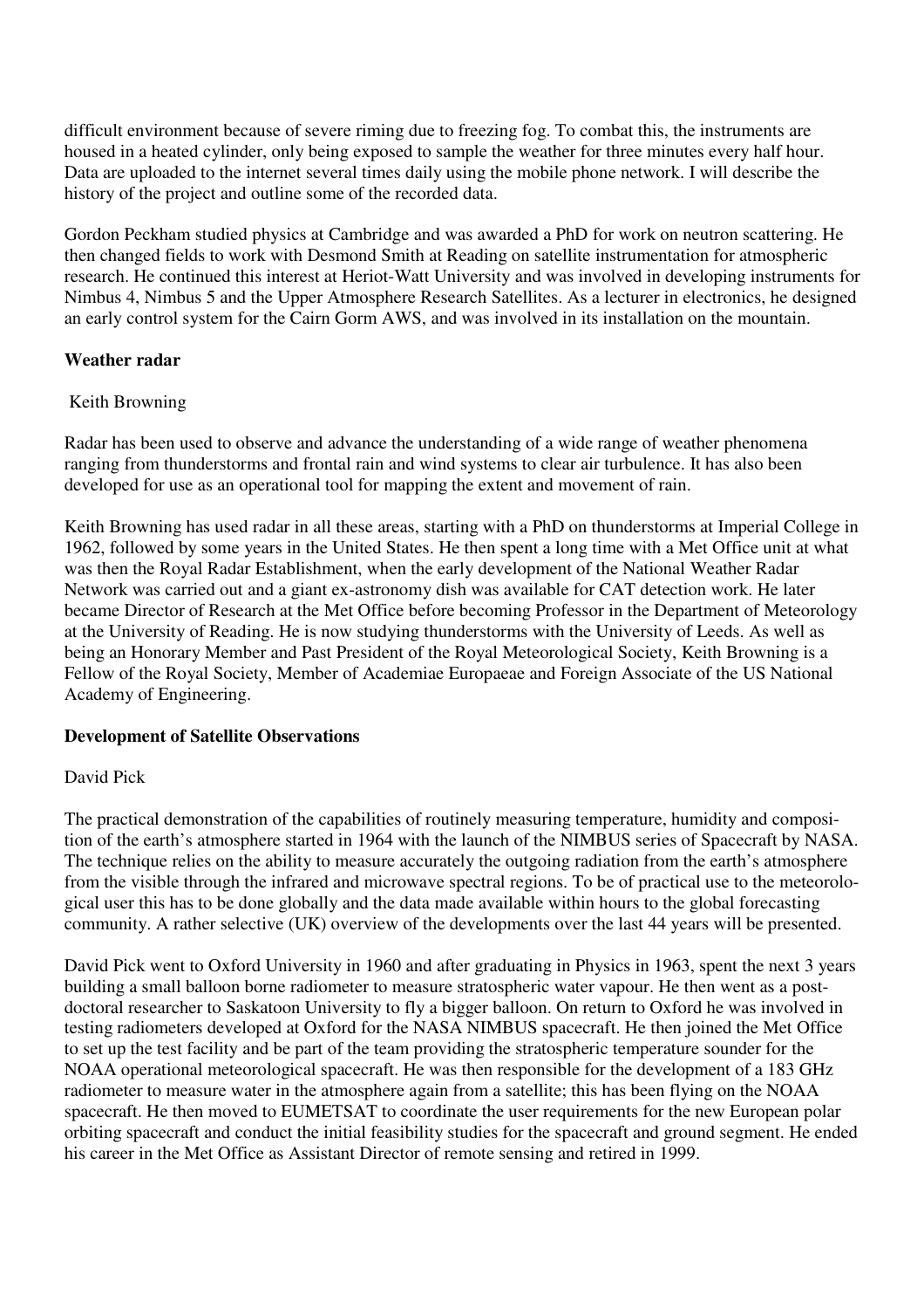difficult environment because of severe riming due to freezing fog. To combat this, the instruments are housed in a heated cylinder, only being exposed to sample the weather for three minutes every half hour. Data are uploaded to the internet several times daily using the mobile phone network. I will describe the history of the project and outline some of the recorded data.

Gordon Peckham studied physics at Cambridge and was awarded a PhD for work on neutron scattering. He then changed fields to work with Desmond Smith at Reading on satellite instrumentation for atmospheric research. He continued this interest at Heriot-Watt University and was involved in developing instruments for Nimbus 4, Nimbus 5 and the Upper Atmosphere Research Satellites. As a lecturer in electronics, he designed an early control system for the Cairn Gorm AWS, and was involved in its installation on the mountain.

**Weather radar**

Keith Browning

Radar has been used to observe and advance the understanding of a wide range of weather phenomena ranging from thunderstorms and frontal rain and wind systems to clear air turbulence. It has also been developed for use as an operational tool for mapping the extent and movement of rain.

Keith Browning has used radar in all these areas, starting with a PhD on thunderstorms at Imperial College in 1962, followed by some years in the United States. He then spent a long time with a Met Office unit at what was then the Royal Radar Establishment, when the early development of the National Weather Radar Network was carried out and a giant ex-astronomy dish was available for CAT detection work. He later became Director of Research at the Met Office before becoming Professor in the Department of Meteorology at the University of Reading. He is now studying thunderstorms with the University of Leeds. As well as being an Honorary Member and Past President of the Royal Meteorological Society, Keith Browning is a Fellow of the Royal Society, Member of Academiae Europaeae and Foreign Associate of the US National Academy of Engineering.

**Development of Satellite Observations**

David Pick

The practical demonstration of the capabilities of routinely measuring temperature, humidity and composition of the earth's atmosphere started in 1964 with the launch of the NIMBUS series of Spacecraft by NASA. The technique relies on the ability to measure accurately the outgoing radiation from the earth's atmosphere from the visible through the infrared and microwave spectral regions. To be of practical use to the meteorological user this has to be done globally and the data made available within hours to the global forecasting community. A rather selective (UK) overview of the developments over the last 44 years will be presented.

David Pick went to Oxford University in 1960 and after graduating in Physics in 1963, spent the next 3 years building a small balloon borne radiometer to measure stratospheric water vapour. He then went as a post-doctoral researcher to Saskatoon University to fly a bigger balloon. On return to Oxford he was involved in testing radiometers developed at Oxford for the NASA NIMBUS spacecraft. He then joined the Met Office to set up the test facility and be part of the team providing the stratospheric temperature sounder for the NOAA operational meteorological spacecraft. He was then responsible for the development of a 183 GHz radiometer to measure water in the atmosphere again from a satellite; this has been flying on the NOAA spacecraft. He then moved to EUMETSAT to coordinate the user requirements for the new European polar orbiting spacecraft and conduct the initial feasibility studies for the spacecraft and ground segment. He ended his career in the Met Office as Assistant Director of remote sensing and retired in 1999.